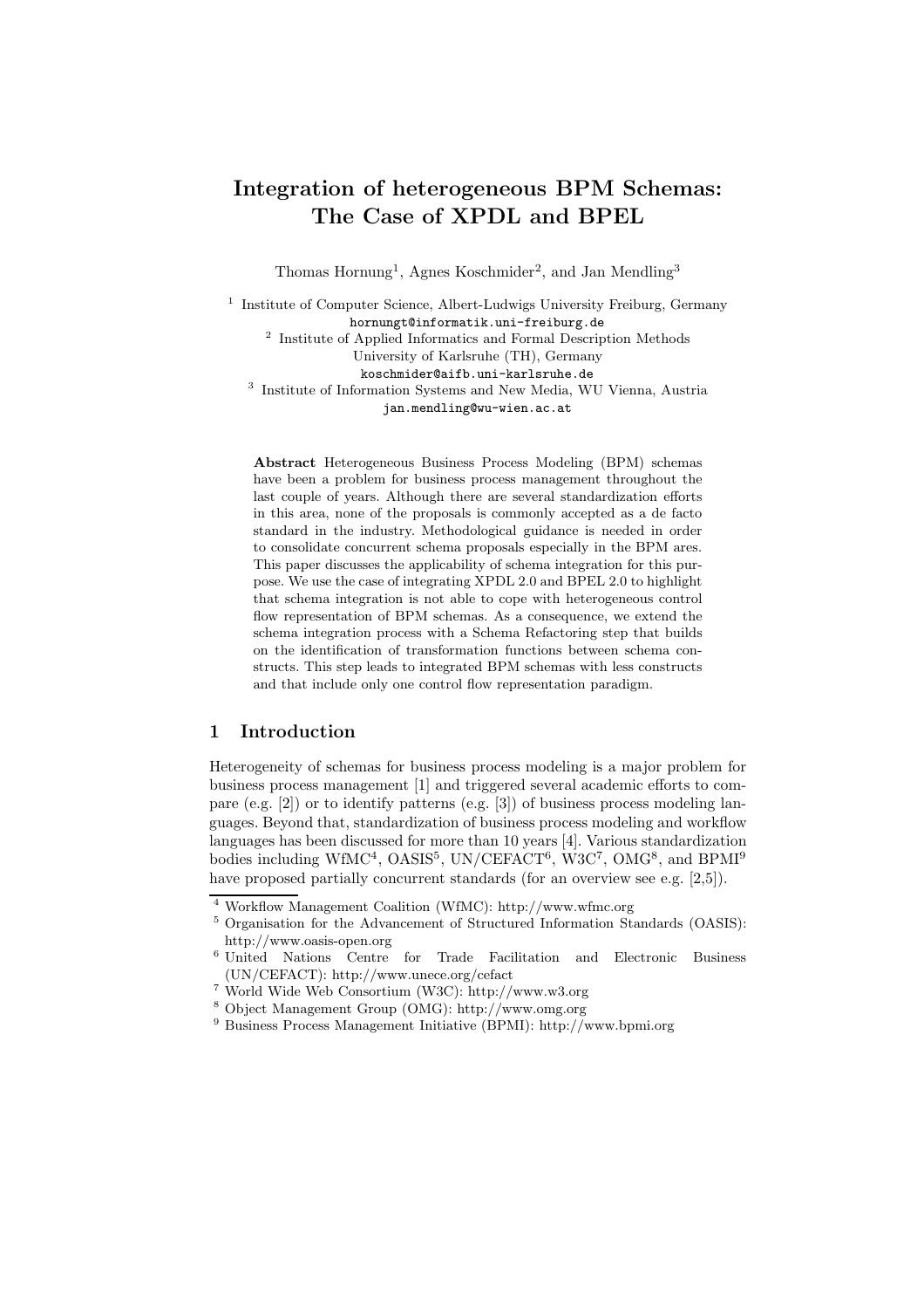# Integration of heterogeneous BPM Schemas: The Case of XPDL and BPEL

Thomas Hornung[1], Agnes Koschmider[2], and Jan Mendling[3]

[1] Institute of Computer Science, Albert-Ludwigs University Freiburg, Germany
hornungt@informatik.uni-freiburg.de

[2] Institute of Applied Informatics and Formal Description Methods
University of Karlsruhe (TH), Germany
koschmider@aifb.uni-karlsruhe.de

[3] Institute of Information Systems and New Media, WU Vienna, Austria
jan.mendling@wu-wien.ac.at

**Abstract** Heterogeneous Business Process Modeling (BPM) schemas have been a problem for business process management throughout the last couple of years. Although there are several standardization efforts in this area, none of the proposals is commonly accepted as a de facto standard in the industry. Methodological guidance is needed in order to consolidate concurrent schema proposals especially in the BPM ares. This paper discusses the applicability of schema integration for this purpose. We use the case of integrating XPDL 2.0 and BPEL 2.0 to highlight that schema integration is not able to cope with heterogeneous control flow representation of BPM schemas. As a consequence, we extend the schema integration process with a Schema Refactoring step that builds on the identification of transformation functions between schema constructs. This step leads to integrated BPM schemas with less constructs and that include only one control flow representation paradigm.

## 1 Introduction

Heterogeneity of schemas for business process modeling is a major problem for business process management [1] and triggered several academic efforts to compare (e.g. [2]) or to identify patterns (e.g. [3]) of business process modeling languages. Beyond that, standardization of business process modeling and workflow languages has been discussed for more than 10 years [4]. Various standardization bodies including WfMC[4], OASIS[5], UN/CEFACT[6], W3C[7], OMG[8], and BPMI[9] have proposed partially concurrent standards (for an overview see e.g. [2,5]).

[4] Workflow Management Coalition (WfMC): http://www.wfmc.org

[5] Organisation for the Advancement of Structured Information Standards (OASIS): http://www.oasis-open.org

[6] United Nations Centre for Trade Facilitation and Electronic Business (UN/CEFACT): http://www.unece.org/cefact

[7] World Wide Web Consortium (W3C): http://www.w3.org

[8] Object Management Group (OMG): http://www.omg.org

[9] Business Process Management Initiative (BPMI): http://www.bpmi.org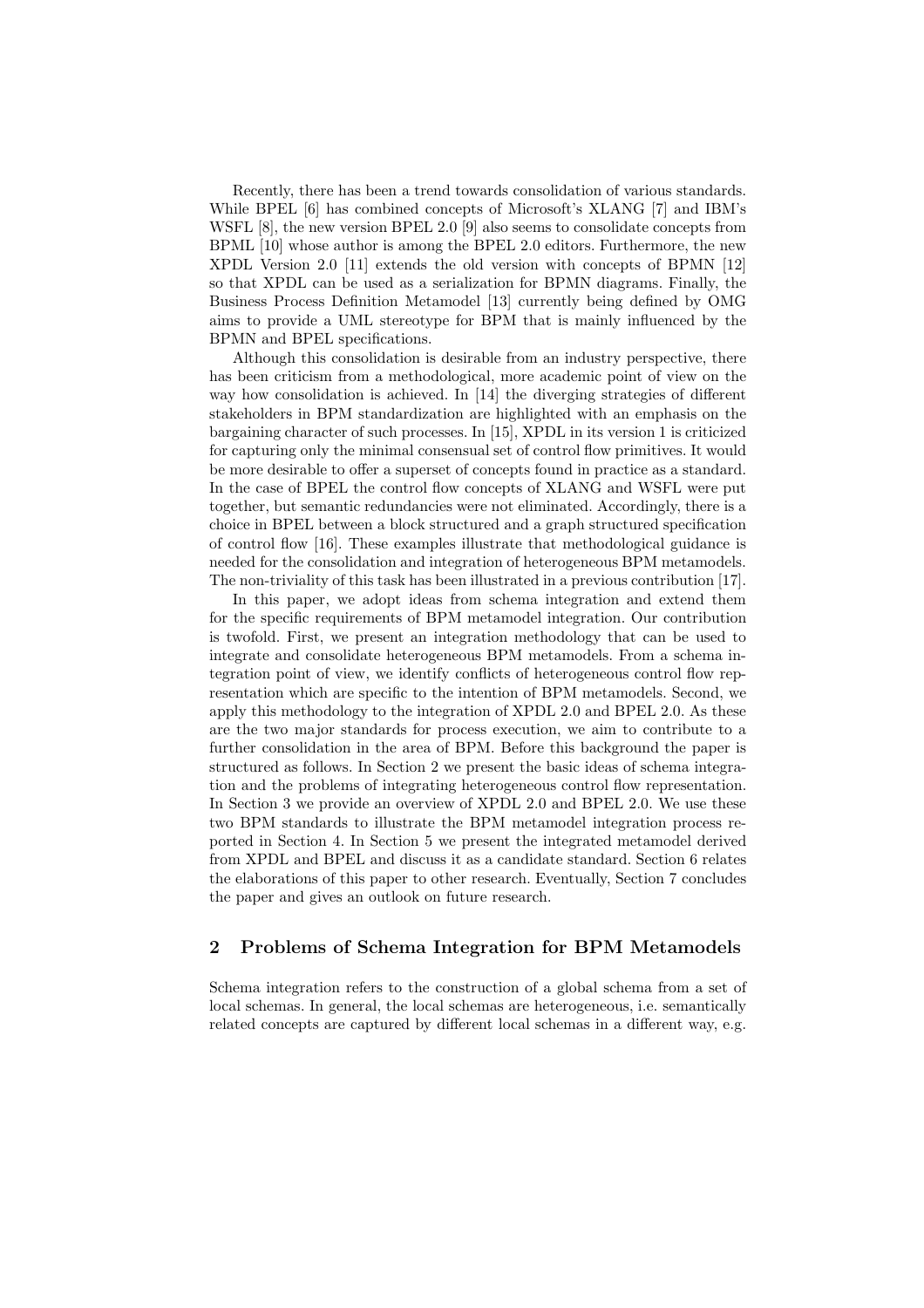Recently, there has been a trend towards consolidation of various standards. While BPEL [6] has combined concepts of Microsoft's XLANG [7] and IBM's WSFL [8], the new version BPEL 2.0 [9] also seems to consolidate concepts from BPML [10] whose author is among the BPEL 2.0 editors. Furthermore, the new XPDL Version 2.0 [11] extends the old version with concepts of BPMN [12] so that XPDL can be used as a serialization for BPMN diagrams. Finally, the Business Process Definition Metamodel [13] currently being defined by OMG aims to provide a UML stereotype for BPM that is mainly influenced by the BPMN and BPEL specifications.

Although this consolidation is desirable from an industry perspective, there has been criticism from a methodological, more academic point of view on the way how consolidation is achieved. In [14] the diverging strategies of different stakeholders in BPM standardization are highlighted with an emphasis on the bargaining character of such processes. In [15], XPDL in its version 1 is criticized for capturing only the minimal consensual set of control flow primitives. It would be more desirable to offer a superset of concepts found in practice as a standard. In the case of BPEL the control flow concepts of XLANG and WSFL were put together, but semantic redundancies were not eliminated. Accordingly, there is a choice in BPEL between a block structured and a graph structured specification of control flow [16]. These examples illustrate that methodological guidance is needed for the consolidation and integration of heterogeneous BPM metamodels. The non-triviality of this task has been illustrated in a previous contribution [17].

In this paper, we adopt ideas from schema integration and extend them for the specific requirements of BPM metamodel integration. Our contribution is twofold. First, we present an integration methodology that can be used to integrate and consolidate heterogeneous BPM metamodels. From a schema integration point of view, we identify conflicts of heterogeneous control flow representation which are specific to the intention of BPM metamodels. Second, we apply this methodology to the integration of XPDL 2.0 and BPEL 2.0. As these are the two major standards for process execution, we aim to contribute to a further consolidation in the area of BPM. Before this background the paper is structured as follows. In Section 2 we present the basic ideas of schema integration and the problems of integrating heterogeneous control flow representation. In Section 3 we provide an overview of XPDL 2.0 and BPEL 2.0. We use these two BPM standards to illustrate the BPM metamodel integration process reported in Section 4. In Section 5 we present the integrated metamodel derived from XPDL and BPEL and discuss it as a candidate standard. Section 6 relates the elaborations of this paper to other research. Eventually, Section 7 concludes the paper and gives an outlook on future research.

## 2 Problems of Schema Integration for BPM Metamodels

Schema integration refers to the construction of a global schema from a set of local schemas. In general, the local schemas are heterogeneous, i.e. semantically related concepts are captured by different local schemas in a different way, e.g.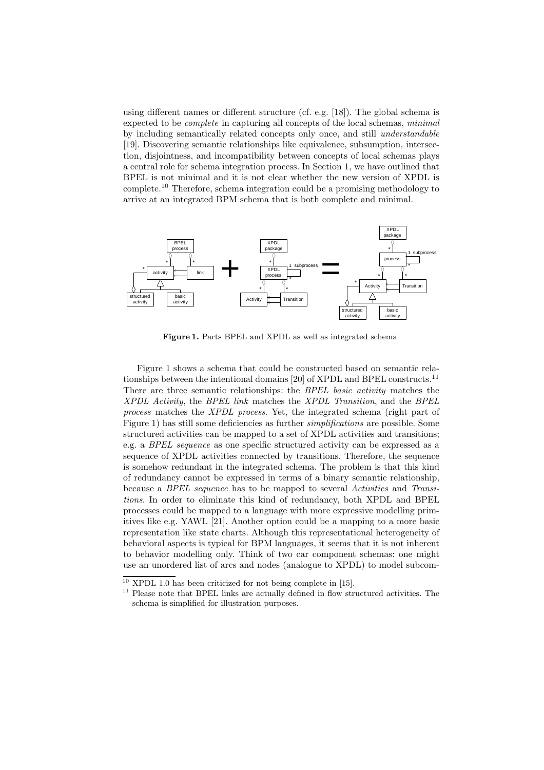using different names or different structure (cf. e.g. [18]). The global schema is expected to be *complete* in capturing all concepts of the local schemas, *minimal* by including semantically related concepts only once, and still *understandable* [19]. Discovering semantic relationships like equivalence, subsumption, intersection, disjointness, and incompatibility between concepts of local schemas plays a central role for schema integration process. In Section 1, we have outlined that BPEL is not minimal and it is not clear whether the new version of XPDL is complete.[10] Therefore, schema integration could be a promising methodology to arrive at an integrated BPM schema that is both complete and minimal.

**Figure 1.** Parts BPEL and XPDL as well as integrated schema

Figure 1 shows a schema that could be constructed based on semantic relationships [20] between the intentional domains [20] of XPDL and BPEL constructs.[11] There are three semantic relationships: the *BPEL basic activity* matches the *XPDL Activity*, the *BPEL link* matches the *XPDL Transition*, and the *BPEL process* matches the *XPDL process*. Yet, the integrated schema (right part of Figure 1) has still some deficiencies as further *simplifications* are possible. Some structured activities can be mapped to a set of XPDL activities and transitions; e.g. a *BPEL sequence* as one specific structured activity can be expressed as a sequence of XPDL activities connected by transitions. Therefore, the sequence is somehow redundant in the integrated schema. The problem is that this kind of redundancy cannot be expressed in terms of a binary semantic relationship, because a *BPEL sequence* has to be mapped to several *Activities* and *Transitions*. In order to eliminate this kind of redundancy, both XPDL and BPEL processes could be mapped to a language with more expressive modelling primitives like e.g. YAWL [21]. Another option could be a mapping to a more basic representation like state charts. Although this representational heterogeneity of behavioral aspects is typical for BPM languages, it seems that it is not inherent to behavior modelling only. Think of two car component schemas: one might use an unordered list of arcs and nodes (analogue to XPDL) to model subcom-

[10] XPDL 1.0 has been criticized for not being complete in [15].

[11] Please note that BPEL links are actually defined in flow structured activities. The schema is simplified for illustration purposes.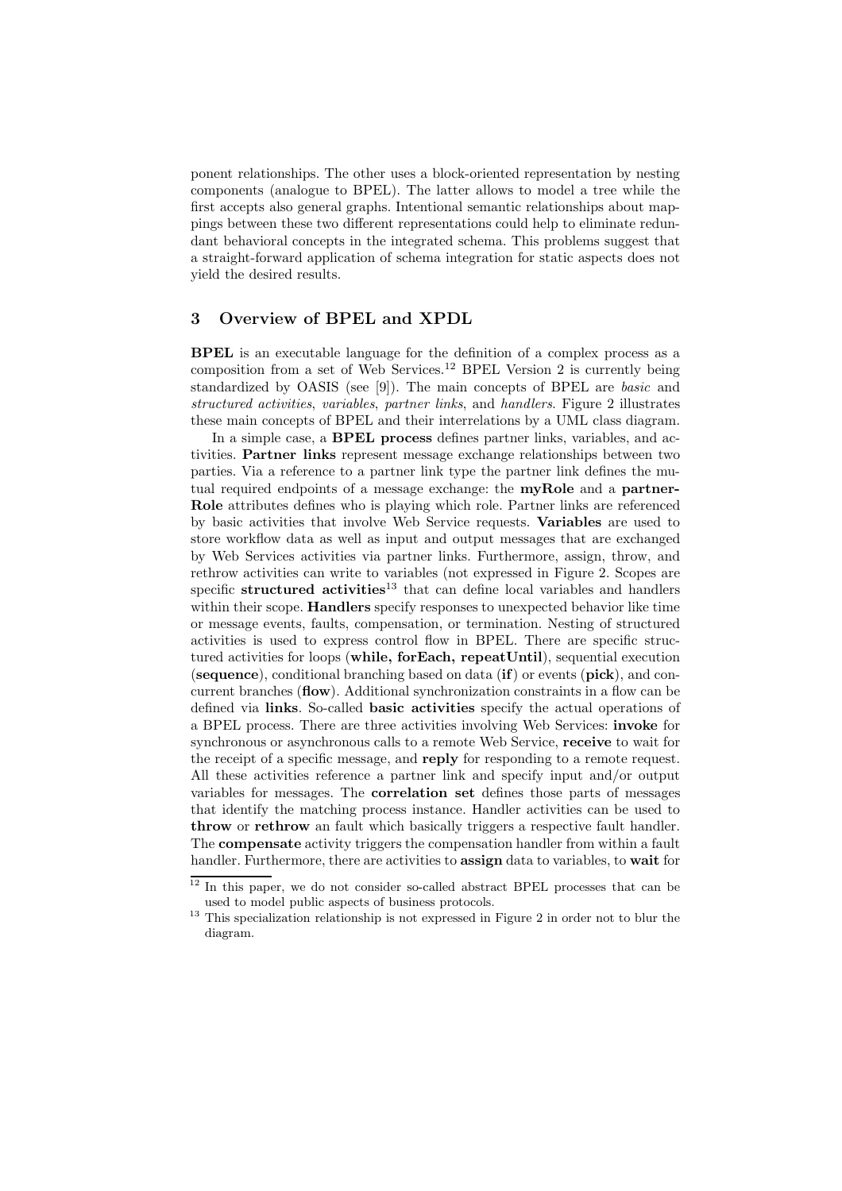ponent relationships. The other uses a block-oriented representation by nesting components (analogue to BPEL). The latter allows to model a tree while the first accepts also general graphs. Intentional semantic relationships about mappings between these two different representations could help to eliminate redundant behavioral concepts in the integrated schema. This problems suggest that a straight-forward application of schema integration for static aspects does not yield the desired results.

## 3 Overview of BPEL and XPDL

**BPEL** is an executable language for the definition of a complex process as a composition from a set of Web Services.[12] BPEL Version 2 is currently being standardized by OASIS (see [9]). The main concepts of BPEL are *basic* and *structured activities*, *variables*, *partner links*, and *handlers*. Figure 2 illustrates these main concepts of BPEL and their interrelations by a UML class diagram.

In a simple case, a **BPEL process** defines partner links, variables, and activities. **Partner links** represent message exchange relationships between two parties. Via a reference to a partner link type the partner link defines the mutual required endpoints of a message exchange: the **myRole** and a **partnerRole** attributes defines who is playing which role. Partner links are referenced by basic activities that involve Web Service requests. **Variables** are used to store workflow data as well as input and output messages that are exchanged by Web Services activities via partner links. Furthermore, assign, throw, and rethrow activities can write to variables (not expressed in Figure 2. Scopes are specific **structured activities**[13] that can define local variables and handlers within their scope. **Handlers** specify responses to unexpected behavior like time or message events, faults, compensation, or termination. Nesting of structured activities is used to express control flow in BPEL. There are specific structured activities for loops (**while, forEach, repeatUntil**), sequential execution (**sequence**), conditional branching based on data (**if**) or events (**pick**), and concurrent branches (**flow**). Additional synchronization constraints in a flow can be defined via **links**. So-called **basic activities** specify the actual operations of a BPEL process. There are three activities involving Web Services: **invoke** for synchronous or asynchronous calls to a remote Web Service, **receive** to wait for the receipt of a specific message, and **reply** for responding to a remote request. All these activities reference a partner link and specify input and/or output variables for messages. The **correlation set** defines those parts of messages that identify the matching process instance. Handler activities can be used to **throw** or **rethrow** an fault which basically triggers a respective fault handler. The **compensate** activity triggers the compensation handler from within a fault handler. Furthermore, there are activities to **assign** data to variables, to **wait** for

---

[12] In this paper, we do not consider so-called abstract BPEL processes that can be used to model public aspects of business protocols.

[13] This specialization relationship is not expressed in Figure 2 in order not to blur the diagram.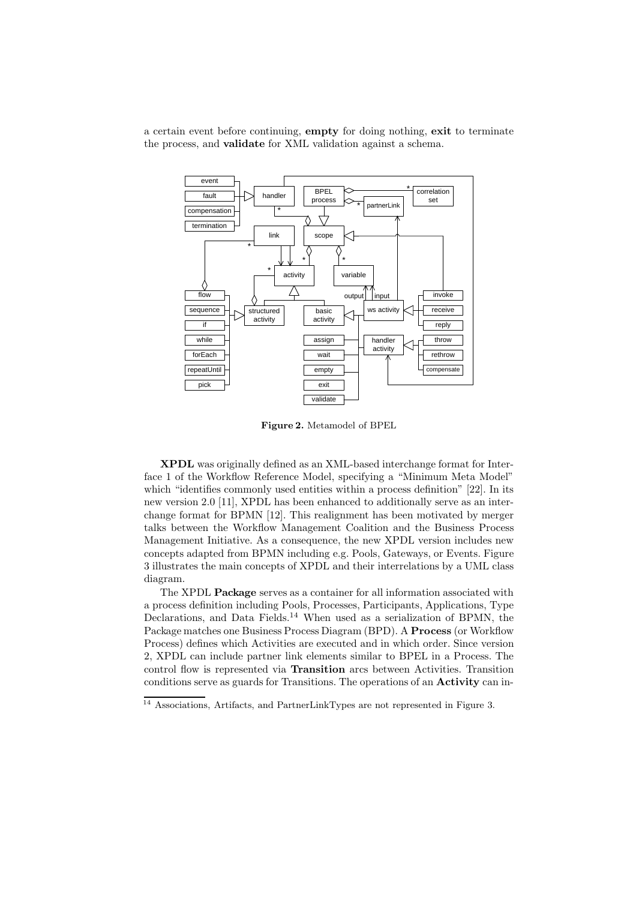a certain event before continuing, **empty** for doing nothing, **exit** to terminate the process, and **validate** for XML validation against a schema.

**Figure 2.** Metamodel of BPEL

**XPDL** was originally defined as an XML-based interchange format for Interface 1 of the Workflow Reference Model, specifying a "Minimum Meta Model" which "identifies commonly used entities within a process definition" [22]. In its new version 2.0 [11], XPDL has been enhanced to additionally serve as an interchange format for BPMN [12]. This realignment has been motivated by merger talks between the Workflow Management Coalition and the Business Process Management Initiative. As a consequence, the new XPDL version includes new concepts adapted from BPMN including e.g. Pools, Gateways, or Events. Figure 3 illustrates the main concepts of XPDL and their interrelations by a UML class diagram.

The XPDL **Package** serves as a container for all information associated with a process definition including Pools, Processes, Participants, Applications, Type Declarations, and Data Fields.[14] When used as a serialization of BPMN, the Package matches one Business Process Diagram (BPD). A **Process** (or Workflow Process) defines which Activities are executed and in which order. Since version 2, XPDL can include partner link elements similar to BPEL in a Process. The control flow is represented via **Transition** arcs between Activities. Transition conditions serve as guards for Transitions. The operations of an **Activity** can in-

[14] Associations, Artifacts, and PartnerLinkTypes are not represented in Figure 3.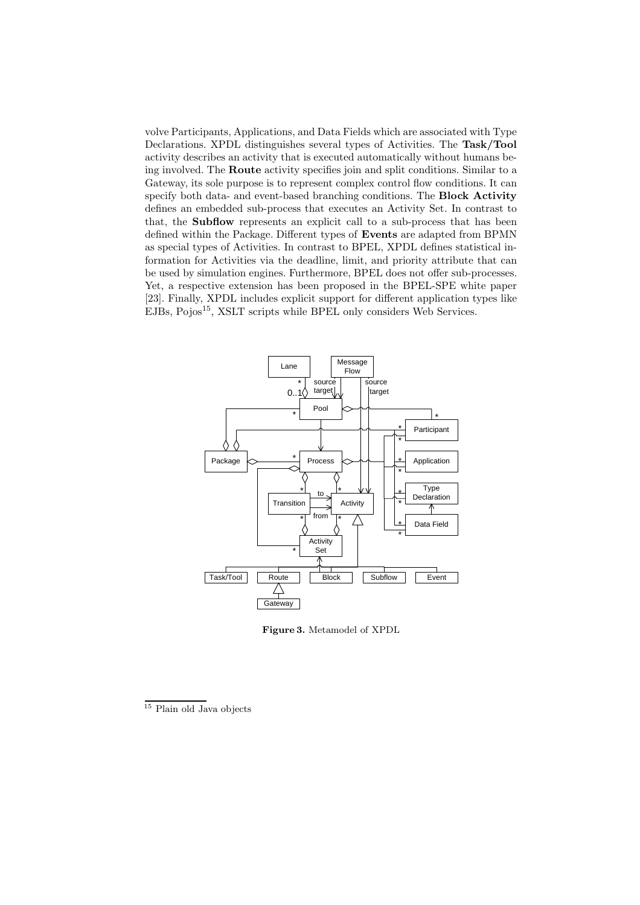volve Participants, Applications, and Data Fields which are associated with Type Declarations. XPDL distinguishes several types of Activities. The **Task/Tool** activity describes an activity that is executed automatically without humans being involved. The **Route** activity specifies join and split conditions. Similar to a Gateway, its sole purpose is to represent complex control flow conditions. It can specify both data- and event-based branching conditions. The **Block Activity** defines an embedded sub-process that executes an Activity Set. In contrast to that, the **Subflow** represents an explicit call to a sub-process that has been defined within the Package. Different types of **Events** are adapted from BPMN as special types of Activities. In contrast to BPEL, XPDL defines statistical information for Activities via the deadline, limit, and priority attribute that can be used by simulation engines. Furthermore, BPEL does not offer sub-processes. Yet, a respective extension has been proposed in the BPEL-SPE white paper [23]. Finally, XPDL includes explicit support for different application types like EJBs, Pojos[15], XSLT scripts while BPEL only considers Web Services.

**Figure 3.** Metamodel of XPDL

[15] Plain old Java objects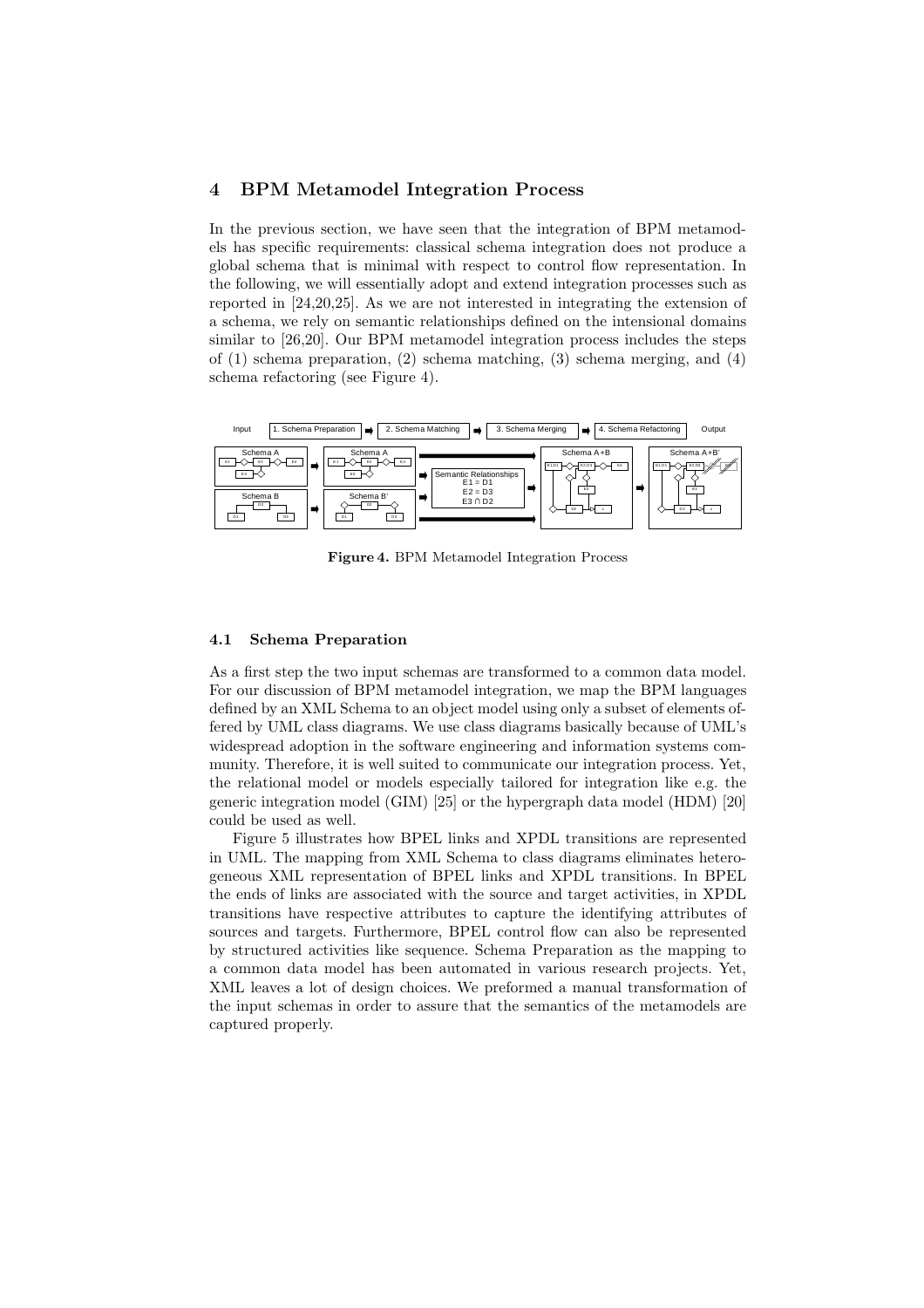## 4 BPM Metamodel Integration Process

In the previous section, we have seen that the integration of BPM metamodels has specific requirements: classical schema integration does not produce a global schema that is minimal with respect to control flow representation. In the following, we will essentially adopt and extend integration processes such as reported in [24,20,25]. As we are not interested in integrating the extension of a schema, we rely on semantic relationships defined on the intensional domains similar to [26,20]. Our BPM metamodel integration process includes the steps of (1) schema preparation, (2) schema matching, (3) schema merging, and (4) schema refactoring (see Figure 4).

**Figure 4.** BPM Metamodel Integration Process

### 4.1 Schema Preparation

As a first step the two input schemas are transformed to a common data model. For our discussion of BPM metamodel integration, we map the BPM languages defined by an XML Schema to an object model using only a subset of elements offered by UML class diagrams. We use class diagrams basically because of UML's widespread adoption in the software engineering and information systems community. Therefore, it is well suited to communicate our integration process. Yet, the relational model or models especially tailored for integration like e.g. the generic integration model (GIM) [25] or the hypergraph data model (HDM) [20] could be used as well.

Figure 5 illustrates how BPEL links and XPDL transitions are represented in UML. The mapping from XML Schema to class diagrams eliminates heterogeneous XML representation of BPEL links and XPDL transitions. In BPEL the ends of links are associated with the source and target activities, in XPDL transitions have respective attributes to capture the identifying attributes of sources and targets. Furthermore, BPEL control flow can also be represented by structured activities like sequence. Schema Preparation as the mapping to a common data model has been automated in various research projects. Yet, XML leaves a lot of design choices. We preformed a manual transformation of the input schemas in order to assure that the semantics of the metamodels are captured properly.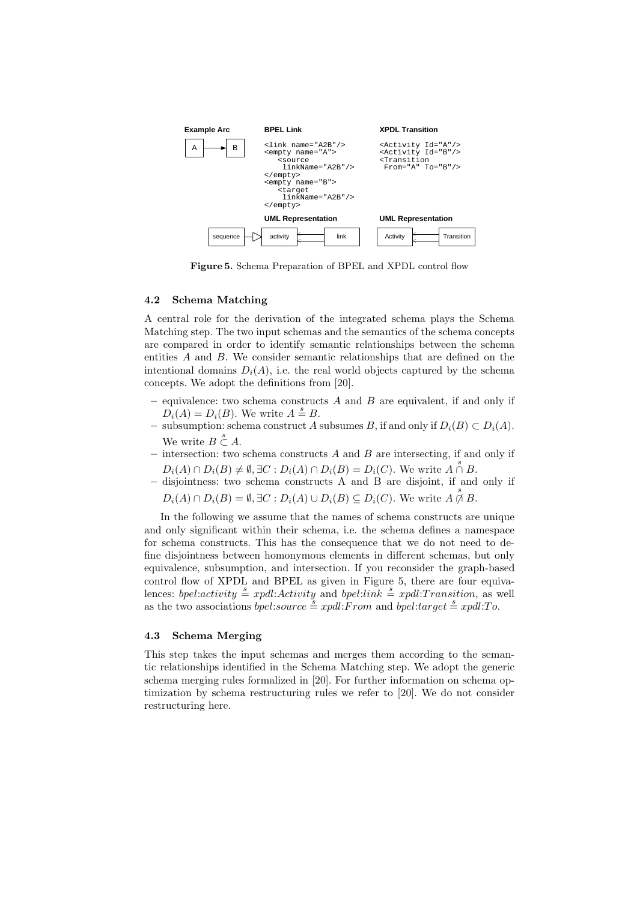**Example Arc**

**BPEL Link**

```
<link name="A2B"/>
<empty name="A">
   <source
    linkName="A2B"/>
</empty>
<empty name="B">
   <target
    linkName="A2B"/>
</empty>
```

**XPDL Transition**

```
<Activity Id="A"/>
<Activity Id="B"/>
<Transition
 From="A" To="B"/>
```

**UML Representation**

**UML Representation**

**Figure 5.** Schema Preparation of BPEL and XPDL control flow

### 4.2 Schema Matching

A central role for the derivation of the integrated schema plays the Schema Matching step. The two input schemas and the semantics of the schema concepts are compared in order to identify semantic relationships between the schema entities $A$ and $B$. We consider semantic relationships that are defined on the intentional domains $D_i(A)$, i.e. the real world objects captured by the schema concepts. We adopt the definitions from [20].

- equivalence: two schema constructs $A$ and $B$ are equivalent, if and only if $D_i(A) = D_i(B)$. We write $A \stackrel{s}{=} B$.
- subsumption: schema construct $A$ subsumes $B$, if and only if $D_i(B) \subset D_i(A)$. We write $B \stackrel{s}{\subset} A$.
- intersection: two schema constructs $A$ and $B$ are intersecting, if and only if $D_i(A) \cap D_i(B) \neq \emptyset, \exists C : D_i(A) \cap D_i(B) = D_i(C)$. We write $A \stackrel{s}{\cap} B$.
- disjointness: two schema constructs A and B are disjoint, if and only if $D_i(A) \cap D_i(B) = \emptyset, \exists C : D_i(A) \cup D_i(B) \subseteq D_i(C)$. We write $A \stackrel{s}{\not\cap} B$.

In the following we assume that the names of schema constructs are unique and only significant within their schema, i.e. the schema defines a namespace for schema constructs. This has the consequence that we do not need to define disjointness between homonymous elements in different schemas, but only equivalence, subsumption, and intersection. If you reconsider the graph-based control flow of XPDL and BPEL as given in Figure 5, there are four equivalences: *bpel*:*activity* $\stackrel{s}{=}$ *xpdl*:*Activity* and *bpel*:*link* $\stackrel{s}{=}$ *xpdl*:*Transition*, as well as the two associations *bpel*:*source* $\stackrel{s}{=}$ *xpdl*:*From* and *bpel*:*target* $\stackrel{s}{=}$ *xpdl*:*To*.

### 4.3 Schema Merging

This step takes the input schemas and merges them according to the semantic relationships identified in the Schema Matching step. We adopt the generic schema merging rules formalized in [20]. For further information on schema optimization by schema restructuring rules we refer to [20]. We do not consider restructuring here.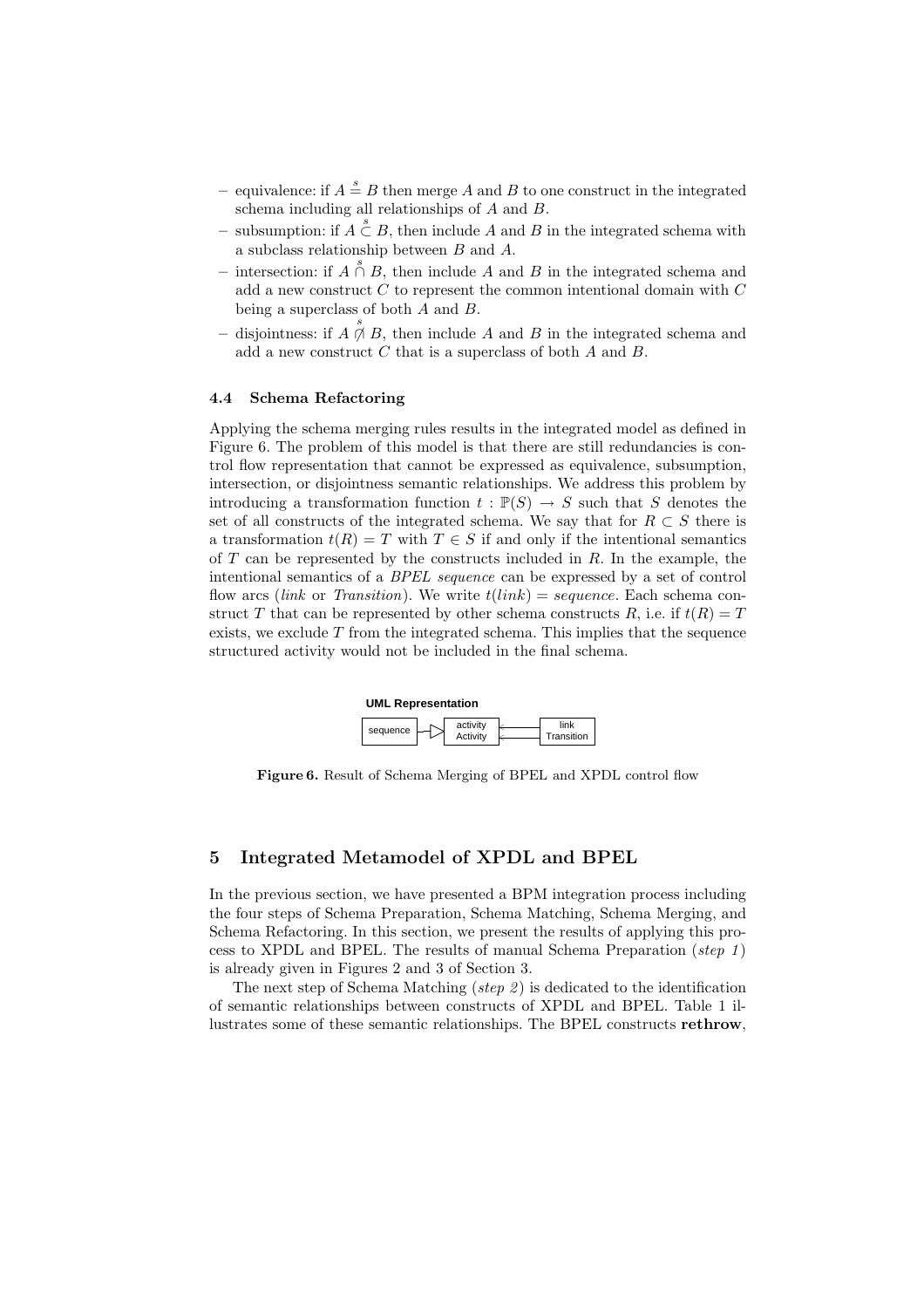– equivalence: if $A \overset{s}{=} B$ then merge $A$ and $B$ to one construct in the integrated schema including all relationships of $A$ and $B$.
– subsumption: if $A \overset{s}{\subset} B$, then include $A$ and $B$ in the integrated schema with a subclass relationship between $B$ and $A$.
– intersection: if $A \overset{s}{\cap} B$, then include $A$ and $B$ in the integrated schema and add a new construct $C$ to represent the common intentional domain with $C$ being a superclass of both $A$ and $B$.
– disjointness: if $A \overset{s}{\not\cap} B$, then include $A$ and $B$ in the integrated schema and add a new construct $C$ that is a superclass of both $A$ and $B$.

### 4.4 Schema Refactoring

Applying the schema merging rules results in the integrated model as defined in Figure 6. The problem of this model is that there are still redundancies is control flow representation that cannot be expressed as equivalence, subsumption, intersection, or disjointness semantic relationships. We address this problem by introducing a transformation function $t : \mathbb{P}(S) \rightarrow S$ such that $S$ denotes the set of all constructs of the integrated schema. We say that for $R \subset S$ there is a transformation $t(R) = T$ with $T \in S$ if and only if the intentional semantics of $T$ can be represented by the constructs included in $R$. In the example, the intentional semantics of a *BPEL sequence* can be expressed by a set of control flow arcs (*link* or *Transition*). We write $t(link) = sequence$. Each schema construct $T$ that can be represented by other schema constructs $R$, i.e. if $t(R) = T$ exists, we exclude $T$ from the integrated schema. This implies that the sequence structured activity would not be included in the final schema.

**UML Representation**

sequence — activity Activity — link Transition

**Figure 6.** Result of Schema Merging of BPEL and XPDL control flow

## 5 Integrated Metamodel of XPDL and BPEL

In the previous section, we have presented a BPM integration process including the four steps of Schema Preparation, Schema Matching, Schema Merging, and Schema Refactoring. In this section, we present the results of applying this process to XPDL and BPEL. The results of manual Schema Preparation (*step 1*) is already given in Figures 2 and 3 of Section 3.

The next step of Schema Matching (*step 2*) is dedicated to the identification of semantic relationships between constructs of XPDL and BPEL. Table 1 illustrates some of these semantic relationships. The BPEL constructs **rethrow**,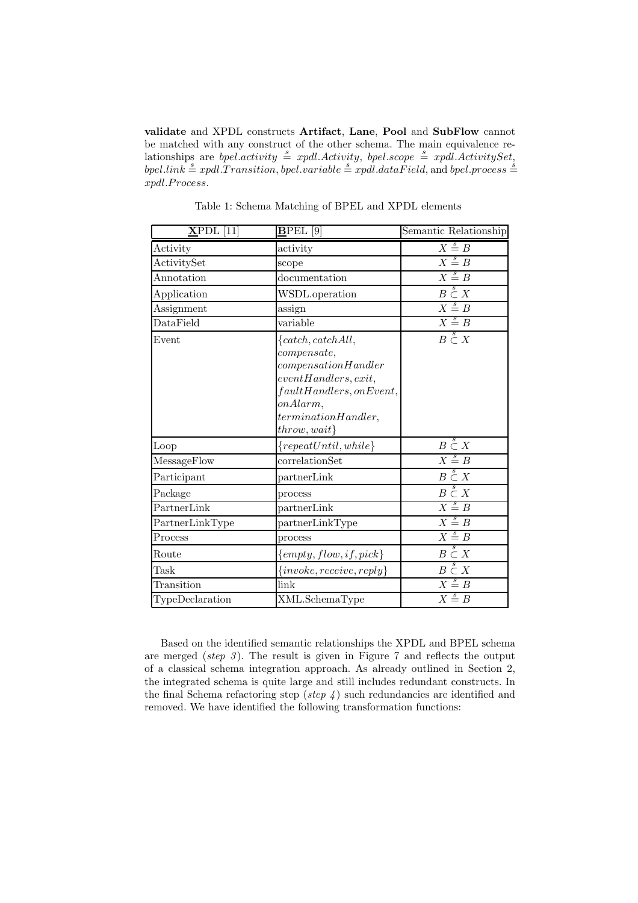**validate** and XPDL constructs **Artifact**, **Lane**, **Pool** and **SubFlow** cannot be matched with any construct of the other schema. The main equivalence relationships are $bpel.activity \stackrel{s}{=} xpdl.Activity$, $bpel.scope \stackrel{s}{=} xpdl.ActivitySet$, $bpel.link \stackrel{s}{=} xpdl.Transition$, $bpel.variable \stackrel{s}{=} xpdl.dataField$, and $bpel.process \stackrel{s}{=} xpdl.Process$.

Table 1: Schema Matching of BPEL and XPDL elements

| **X**PDL [11] | **B**PEL [9] | Semantic Relationship |
|---|---|---|
| Activity | activity | $X \stackrel{s}{=} B$ |
| ActivitySet | scope | $X \stackrel{s}{=} B$ |
| Annotation | documentation | $X \stackrel{s}{=} B$ |
| Application | WSDL.operation | $B \stackrel{s}{\subset} X$ |
| Assignment | assign | $X \stackrel{s}{=} B$ |
| DataField | variable | $X \stackrel{s}{=} B$ |
| Event | $\{catch, catchAll,$ $compensate,$ $compensationHandler$ $eventHandlers, exit,$ $faultHandlers, onEvent,$ $onAlarm,$ $terminationHandler,$ $throw, wait\}$ | $B \stackrel{s}{\subset} X$ |
| Loop | $\{repeatUntil, while\}$ | $B \stackrel{s}{\subset} X$ |
| MessageFlow | correlationSet | $X \stackrel{s}{=} B$ |
| Participant | partnerLink | $B \stackrel{s}{\subset} X$ |
| Package | process | $B \stackrel{s}{\subset} X$ |
| PartnerLink | partnerLink | $X \stackrel{s}{=} B$ |
| PartnerLinkType | partnerLinkType | $X \stackrel{s}{=} B$ |
| Process | process | $X \stackrel{s}{=} B$ |
| Route | $\{empty, flow, if, pick\}$ | $B \stackrel{s}{\subset} X$ |
| Task | $\{invoke, receive, reply\}$ | $B \stackrel{s}{\subset} X$ |
| Transition | link | $X \stackrel{s}{=} B$ |
| TypeDeclaration | XML.SchemaType | $X \stackrel{s}{=} B$ |

Based on the identified semantic relationships the XPDL and BPEL schema are merged (*step 3*). The result is given in Figure 7 and reflects the output of a classical schema integration approach. As already outlined in Section 2, the integrated schema is quite large and still includes redundant constructs. In the final Schema refactoring step (*step 4*) such redundancies are identified and removed. We have identified the following transformation functions: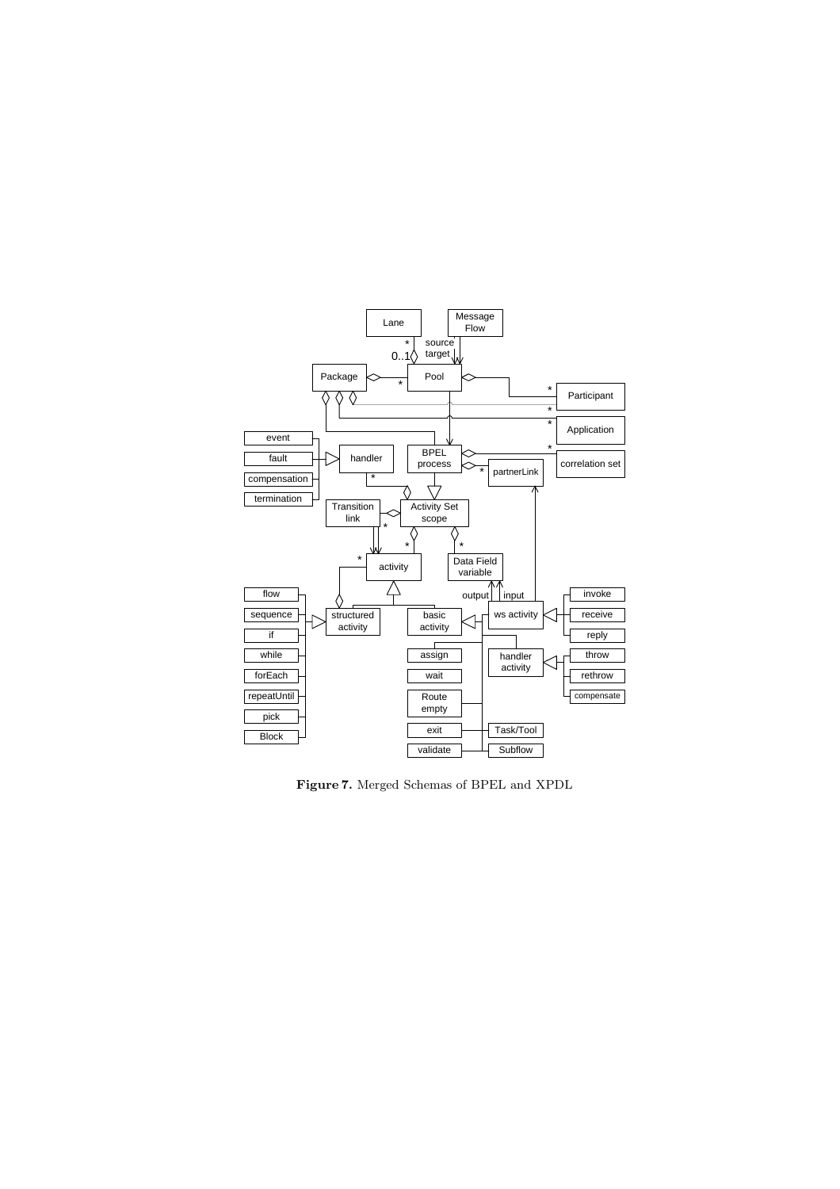**Figure 7.** Merged Schemas of BPEL and XPDL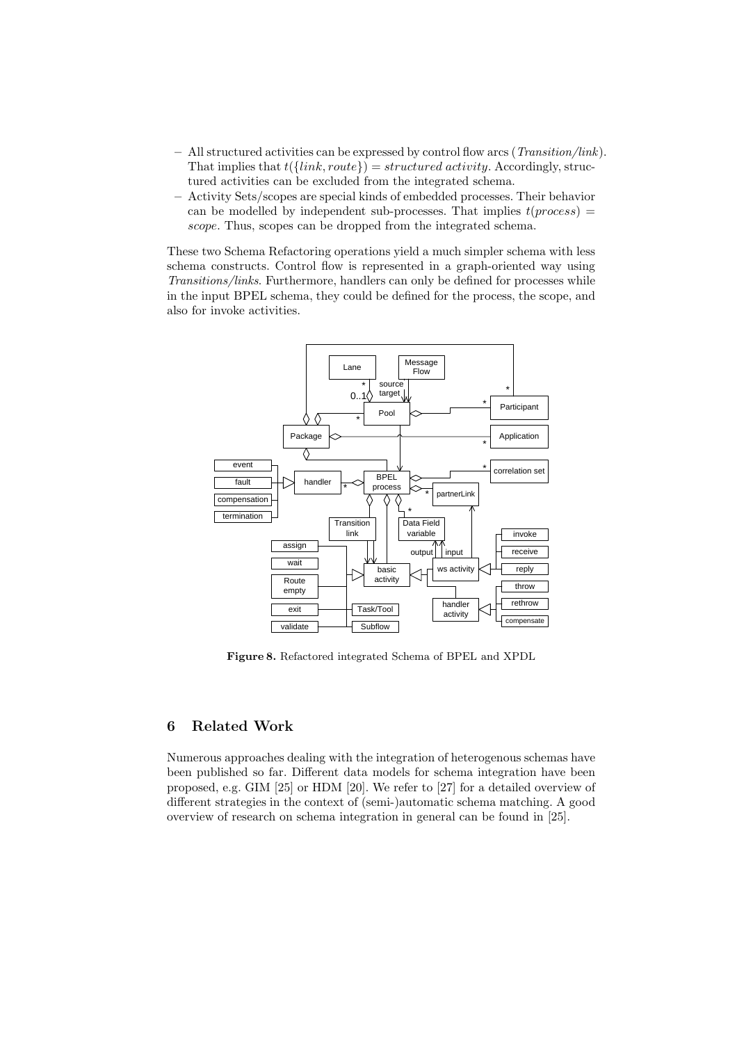- All structured activities can be expressed by control flow arcs (*Transition/link*). That implies that $t(\{link, route\}) = structured\ activity$. Accordingly, structured activities can be excluded from the integrated schema.
- Activity Sets/scopes are special kinds of embedded processes. Their behavior can be modelled by independent sub-processes. That implies $t(process) = scope$. Thus, scopes can be dropped from the integrated schema.

These two Schema Refactoring operations yield a much simpler schema with less schema constructs. Control flow is represented in a graph-oriented way using *Transitions/links*. Furthermore, handlers can only be defined for processes while in the input BPEL schema, they could be defined for the process, the scope, and also for invoke activities.

**Figure 8.** Refactored integrated Schema of BPEL and XPDL

## 6 Related Work

Numerous approaches dealing with the integration of heterogenous schemas have been published so far. Different data models for schema integration have been proposed, e.g. GIM [25] or HDM [20]. We refer to [27] for a detailed overview of different strategies in the context of (semi-)automatic schema matching. A good overview of research on schema integration in general can be found in [25].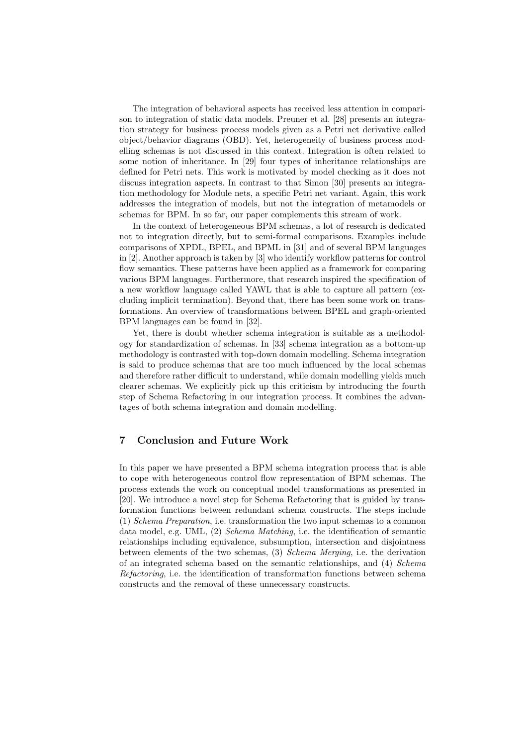The integration of behavioral aspects has received less attention in comparison to integration of static data models. Preuner et al. [28] presents an integration strategy for business process models given as a Petri net derivative called object/behavior diagrams (OBD). Yet, heterogeneity of business process modelling schemas is not discussed in this context. Integration is often related to some notion of inheritance. In [29] four types of inheritance relationships are defined for Petri nets. This work is motivated by model checking as it does not discuss integration aspects. In contrast to that Simon [30] presents an integration methodology for Module nets, a specific Petri net variant. Again, this work addresses the integration of models, but not the integration of metamodels or schemas for BPM. In so far, our paper complements this stream of work.

In the context of heterogeneous BPM schemas, a lot of research is dedicated not to integration directly, but to semi-formal comparisons. Examples include comparisons of XPDL, BPEL, and BPML in [31] and of several BPM languages in [2]. Another approach is taken by [3] who identify workflow patterns for control flow semantics. These patterns have been applied as a framework for comparing various BPM languages. Furthermore, that research inspired the specification of a new workflow language called YAWL that is able to capture all pattern (excluding implicit termination). Beyond that, there has been some work on transformations. An overview of transformations between BPEL and graph-oriented BPM languages can be found in [32].

Yet, there is doubt whether schema integration is suitable as a methodology for standardization of schemas. In [33] schema integration as a bottom-up methodology is contrasted with top-down domain modelling. Schema integration is said to produce schemas that are too much influenced by the local schemas and therefore rather difficult to understand, while domain modelling yields much clearer schemas. We explicitly pick up this criticism by introducing the fourth step of Schema Refactoring in our integration process. It combines the advantages of both schema integration and domain modelling.

## 7 Conclusion and Future Work

In this paper we have presented a BPM schema integration process that is able to cope with heterogeneous control flow representation of BPM schemas. The process extends the work on conceptual model transformations as presented in [20]. We introduce a novel step for Schema Refactoring that is guided by transformation functions between redundant schema constructs. The steps include (1) *Schema Preparation*, i.e. transformation the two input schemas to a common data model, e.g. UML, (2) *Schema Matching*, i.e. the identification of semantic relationships including equivalence, subsumption, intersection and disjointness between elements of the two schemas, (3) *Schema Merging*, i.e. the derivation of an integrated schema based on the semantic relationships, and (4) *Schema Refactoring*, i.e. the identification of transformation functions between schema constructs and the removal of these unnecessary constructs.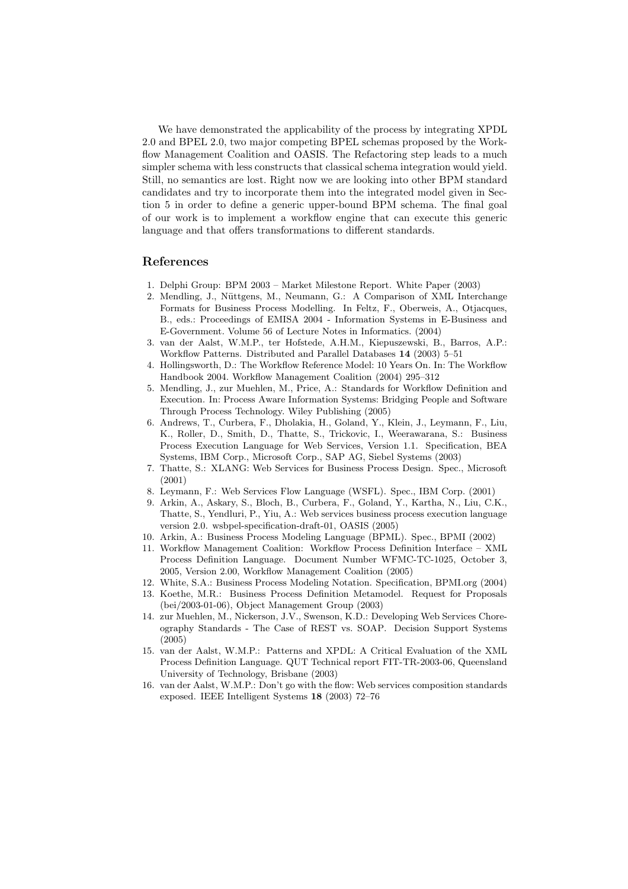We have demonstrated the applicability of the process by integrating XPDL 2.0 and BPEL 2.0, two major competing BPEL schemas proposed by the Workflow Management Coalition and OASIS. The Refactoring step leads to a much simpler schema with less constructs that classical schema integration would yield. Still, no semantics are lost. Right now we are looking into other BPM standard candidates and try to incorporate them into the integrated model given in Section 5 in order to define a generic upper-bound BPM schema. The final goal of our work is to implement a workflow engine that can execute this generic language and that offers transformations to different standards.

## References

1. Delphi Group: BPM 2003 – Market Milestone Report. White Paper (2003)
2. Mendling, J., Nüttgens, M., Neumann, G.: A Comparison of XML Interchange Formats for Business Process Modelling. In Feltz, F., Oberweis, A., Otjacques, B., eds.: Proceedings of EMISA 2004 - Information Systems in E-Business and E-Government. Volume 56 of Lecture Notes in Informatics. (2004)
3. van der Aalst, W.M.P., ter Hofstede, A.H.M., Kiepuszewski, B., Barros, A.P.: Workflow Patterns. Distributed and Parallel Databases **14** (2003) 5–51
4. Hollingsworth, D.: The Workflow Reference Model: 10 Years On. In: The Workflow Handbook 2004. Workflow Management Coalition (2004) 295–312
5. Mendling, J., zur Muehlen, M., Price, A.: Standards for Workflow Definition and Execution. In: Process Aware Information Systems: Bridging People and Software Through Process Technology. Wiley Publishing (2005)
6. Andrews, T., Curbera, F., Dholakia, H., Goland, Y., Klein, J., Leymann, F., Liu, K., Roller, D., Smith, D., Thatte, S., Trickovic, I., Weerawarana, S.: Business Process Execution Language for Web Services, Version 1.1. Specification, BEA Systems, IBM Corp., Microsoft Corp., SAP AG, Siebel Systems (2003)
7. Thatte, S.: XLANG: Web Services for Business Process Design. Spec., Microsoft (2001)
8. Leymann, F.: Web Services Flow Language (WSFL). Spec., IBM Corp. (2001)
9. Arkin, A., Askary, S., Bloch, B., Curbera, F., Goland, Y., Kartha, N., Liu, C.K., Thatte, S., Yendluri, P., Yiu, A.: Web services business process execution language version 2.0. wsbpel-specification-draft-01, OASIS (2005)
10. Arkin, A.: Business Process Modeling Language (BPML). Spec., BPMI (2002)
11. Workflow Management Coalition: Workflow Process Definition Interface – XML Process Definition Language. Document Number WFMC-TC-1025, October 3, 2005, Version 2.00, Workflow Management Coalition (2005)
12. White, S.A.: Business Process Modeling Notation. Specification, BPMI.org (2004)
13. Koethe, M.R.: Business Process Definition Metamodel. Request for Proposals (bei/2003-01-06), Object Management Group (2003)
14. zur Muehlen, M., Nickerson, J.V., Swenson, K.D.: Developing Web Services Choreography Standards - The Case of REST vs. SOAP. Decision Support Systems (2005)
15. van der Aalst, W.M.P.: Patterns and XPDL: A Critical Evaluation of the XML Process Definition Language. QUT Technical report FIT-TR-2003-06, Queensland University of Technology, Brisbane (2003)
16. van der Aalst, W.M.P.: Don't go with the flow: Web services composition standards exposed. IEEE Intelligent Systems **18** (2003) 72–76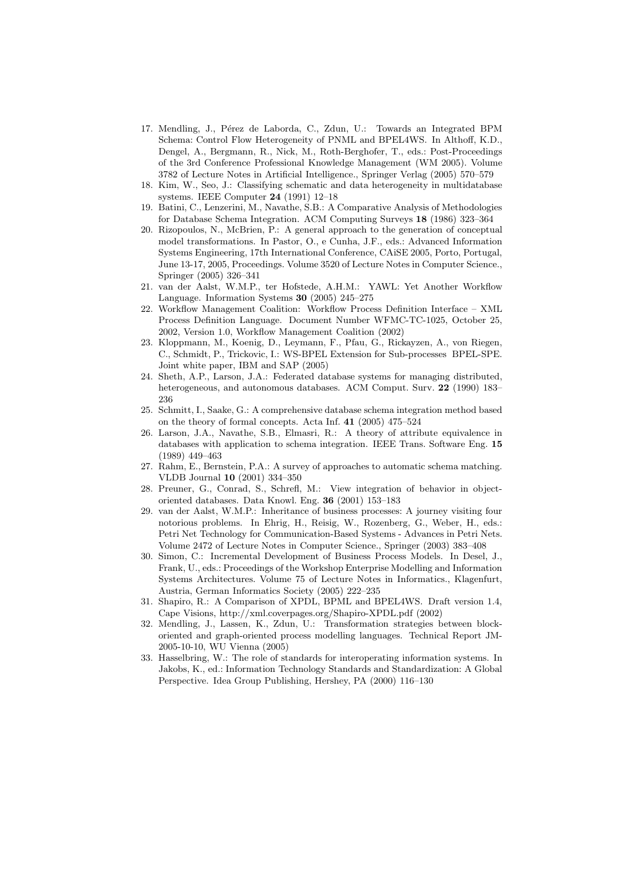17. Mendling, J., Pérez de Laborda, C., Zdun, U.: Towards an Integrated BPM Schema: Control Flow Heterogeneity of PNML and BPEL4WS. In Althoff, K.D., Dengel, A., Bergmann, R., Nick, M., Roth-Berghofer, T., eds.: Post-Proceedings of the 3rd Conference Professional Knowledge Management (WM 2005). Volume 3782 of Lecture Notes in Artificial Intelligence., Springer Verlag (2005) 570–579
18. Kim, W., Seo, J.: Classifying schematic and data heterogeneity in multidatabase systems. IEEE Computer **24** (1991) 12–18
19. Batini, C., Lenzerini, M., Navathe, S.B.: A Comparative Analysis of Methodologies for Database Schema Integration. ACM Computing Surveys **18** (1986) 323–364
20. Rizopoulos, N., McBrien, P.: A general approach to the generation of conceptual model transformations. In Pastor, O., e Cunha, J.F., eds.: Advanced Information Systems Engineering, 17th International Conference, CAiSE 2005, Porto, Portugal, June 13-17, 2005, Proceedings. Volume 3520 of Lecture Notes in Computer Science., Springer (2005) 326–341
21. van der Aalst, W.M.P., ter Hofstede, A.H.M.: YAWL: Yet Another Workflow Language. Information Systems **30** (2005) 245–275
22. Workflow Management Coalition: Workflow Process Definition Interface – XML Process Definition Language. Document Number WFMC-TC-1025, October 25, 2002, Version 1.0, Workflow Management Coalition (2002)
23. Kloppmann, M., Koenig, D., Leymann, F., Pfau, G., Rickayzen, A., von Riegen, C., Schmidt, P., Trickovic, I.: WS-BPEL Extension for Sub-processes BPEL-SPE. Joint white paper, IBM and SAP (2005)
24. Sheth, A.P., Larson, J.A.: Federated database systems for managing distributed, heterogeneous, and autonomous databases. ACM Comput. Surv. **22** (1990) 183–236
25. Schmitt, I., Saake, G.: A comprehensive database schema integration method based on the theory of formal concepts. Acta Inf. **41** (2005) 475–524
26. Larson, J.A., Navathe, S.B., Elmasri, R.: A theory of attribute equivalence in databases with application to schema integration. IEEE Trans. Software Eng. **15** (1989) 449–463
27. Rahm, E., Bernstein, P.A.: A survey of approaches to automatic schema matching. VLDB Journal **10** (2001) 334–350
28. Preuner, G., Conrad, S., Schrefl, M.: View integration of behavior in object-oriented databases. Data Knowl. Eng. **36** (2001) 153–183
29. van der Aalst, W.M.P.: Inheritance of business processes: A journey visiting four notorious problems. In Ehrig, H., Reisig, W., Rozenberg, G., Weber, H., eds.: Petri Net Technology for Communication-Based Systems - Advances in Petri Nets. Volume 2472 of Lecture Notes in Computer Science., Springer (2003) 383–408
30. Simon, C.: Incremental Development of Business Process Models. In Desel, J., Frank, U., eds.: Proceedings of the Workshop Enterprise Modelling and Information Systems Architectures. Volume 75 of Lecture Notes in Informatics., Klagenfurt, Austria, German Informatics Society (2005) 222–235
31. Shapiro, R.: A Comparison of XPDL, BPML and BPEL4WS. Draft version 1.4, Cape Visions, http://xml.coverpages.org/Shapiro-XPDL.pdf (2002)
32. Mendling, J., Lassen, K., Zdun, U.: Transformation strategies between block-oriented and graph-oriented process modelling languages. Technical Report JM-2005-10-10, WU Vienna (2005)
33. Hasselbring, W.: The role of standards for interoperating information systems. In Jakobs, K., ed.: Information Technology Standards and Standardization: A Global Perspective. Idea Group Publishing, Hershey, PA (2000) 116–130